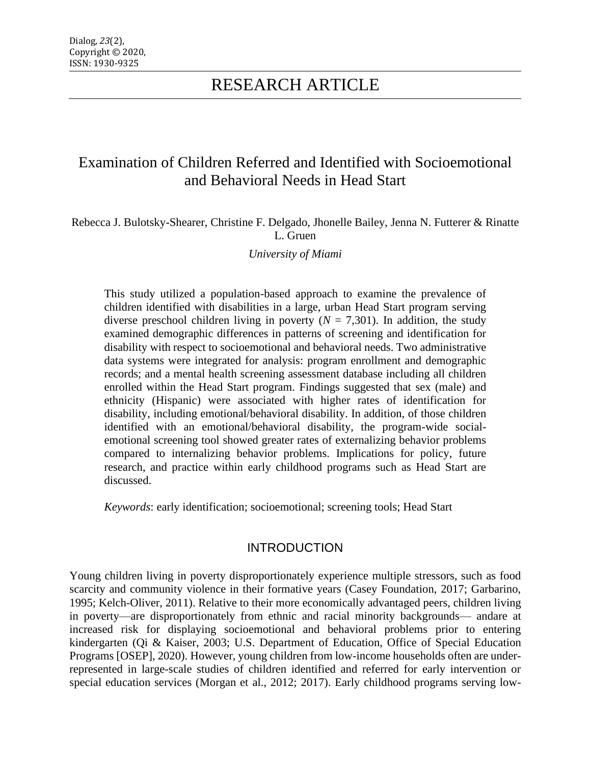# RESEARCH ARTICLE

## Examination of Children Referred and Identified with Socioemotional and Behavioral Needs in Head Start

Rebecca J. Bulotsky-Shearer, Christine F. Delgado, Jhonelle Bailey, Jenna N. Futterer & Rinatte L. Gruen

*University of Miami*

This study utilized a population-based approach to examine the prevalence of children identified with disabilities in a large, urban Head Start program serving diverse preschool children living in poverty ($N$ = 7,301). In addition, the study examined demographic differences in patterns of screening and identification for disability with respect to socioemotional and behavioral needs. Two administrative data systems were integrated for analysis: program enrollment and demographic records; and a mental health screening assessment database including all children enrolled within the Head Start program. Findings suggested that sex (male) and ethnicity (Hispanic) were associated with higher rates of identification for disability, including emotional/behavioral disability. In addition, of those children identified with an emotional/behavioral disability, the program-wide social-emotional screening tool showed greater rates of externalizing behavior problems compared to internalizing behavior problems. Implications for policy, future research, and practice within early childhood programs such as Head Start are discussed.

*Keywords*: early identification; socioemotional; screening tools; Head Start

## INTRODUCTION

Young children living in poverty disproportionately experience multiple stressors, such as food scarcity and community violence in their formative years (Casey Foundation, 2017; Garbarino, 1995; Kelch-Oliver, 2011). Relative to their more economically advantaged peers, children living in poverty—are disproportionately from ethnic and racial minority backgrounds— andare at increased risk for displaying socioemotional and behavioral problems prior to entering kindergarten (Qi & Kaiser, 2003; U.S. Department of Education, Office of Special Education Programs [OSEP], 2020). However, young children from low-income households often are under-represented in large-scale studies of children identified and referred for early intervention or special education services (Morgan et al., 2012; 2017). Early childhood programs serving low-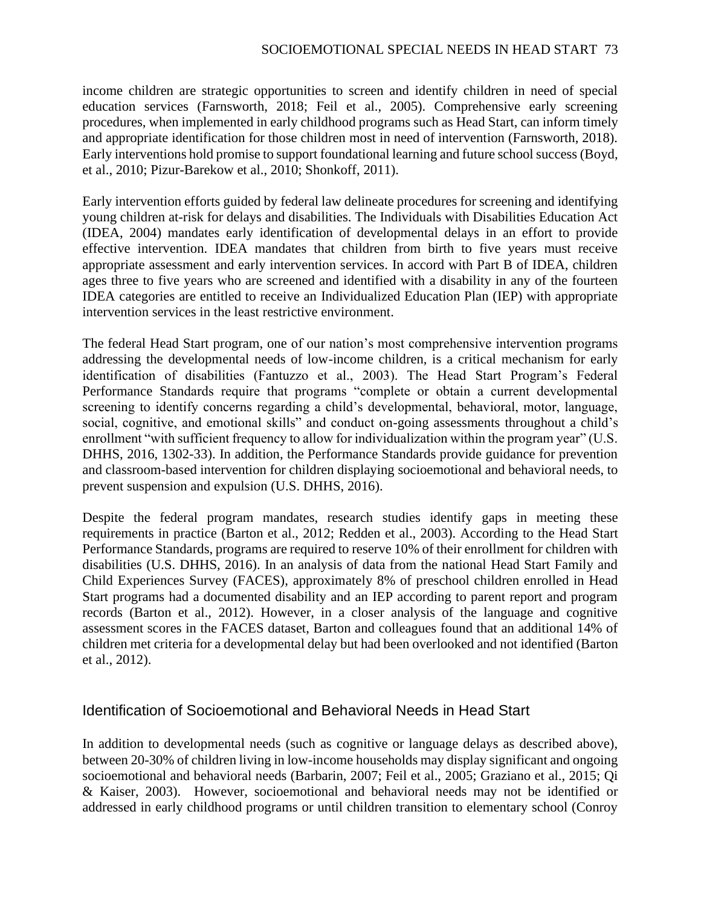income children are strategic opportunities to screen and identify children in need of special education services (Farnsworth, 2018; Feil et al., 2005). Comprehensive early screening procedures, when implemented in early childhood programs such as Head Start, can inform timely and appropriate identification for those children most in need of intervention (Farnsworth, 2018). Early interventions hold promise to support foundational learning and future school success (Boyd, et al., 2010; Pizur-Barekow et al., 2010; Shonkoff, 2011).

Early intervention efforts guided by federal law delineate procedures for screening and identifying young children at-risk for delays and disabilities. The Individuals with Disabilities Education Act (IDEA, 2004) mandates early identification of developmental delays in an effort to provide effective intervention. IDEA mandates that children from birth to five years must receive appropriate assessment and early intervention services. In accord with Part B of IDEA, children ages three to five years who are screened and identified with a disability in any of the fourteen IDEA categories are entitled to receive an Individualized Education Plan (IEP) with appropriate intervention services in the least restrictive environment.

The federal Head Start program, one of our nation's most comprehensive intervention programs addressing the developmental needs of low-income children, is a critical mechanism for early identification of disabilities (Fantuzzo et al., 2003). The Head Start Program's Federal Performance Standards require that programs "complete or obtain a current developmental screening to identify concerns regarding a child's developmental, behavioral, motor, language, social, cognitive, and emotional skills" and conduct on-going assessments throughout a child's enrollment "with sufficient frequency to allow for individualization within the program year" (U.S. DHHS, 2016, 1302-33). In addition, the Performance Standards provide guidance for prevention and classroom-based intervention for children displaying socioemotional and behavioral needs, to prevent suspension and expulsion (U.S. DHHS, 2016).

Despite the federal program mandates, research studies identify gaps in meeting these requirements in practice (Barton et al., 2012; Redden et al., 2003). According to the Head Start Performance Standards, programs are required to reserve 10% of their enrollment for children with disabilities (U.S. DHHS, 2016). In an analysis of data from the national Head Start Family and Child Experiences Survey (FACES), approximately 8% of preschool children enrolled in Head Start programs had a documented disability and an IEP according to parent report and program records (Barton et al., 2012). However, in a closer analysis of the language and cognitive assessment scores in the FACES dataset, Barton and colleagues found that an additional 14% of children met criteria for a developmental delay but had been overlooked and not identified (Barton et al., 2012).

## Identification of Socioemotional and Behavioral Needs in Head Start

In addition to developmental needs (such as cognitive or language delays as described above), between 20-30% of children living in low-income households may display significant and ongoing socioemotional and behavioral needs (Barbarin, 2007; Feil et al., 2005; Graziano et al., 2015; Qi & Kaiser, 2003). However, socioemotional and behavioral needs may not be identified or addressed in early childhood programs or until children transition to elementary school (Conroy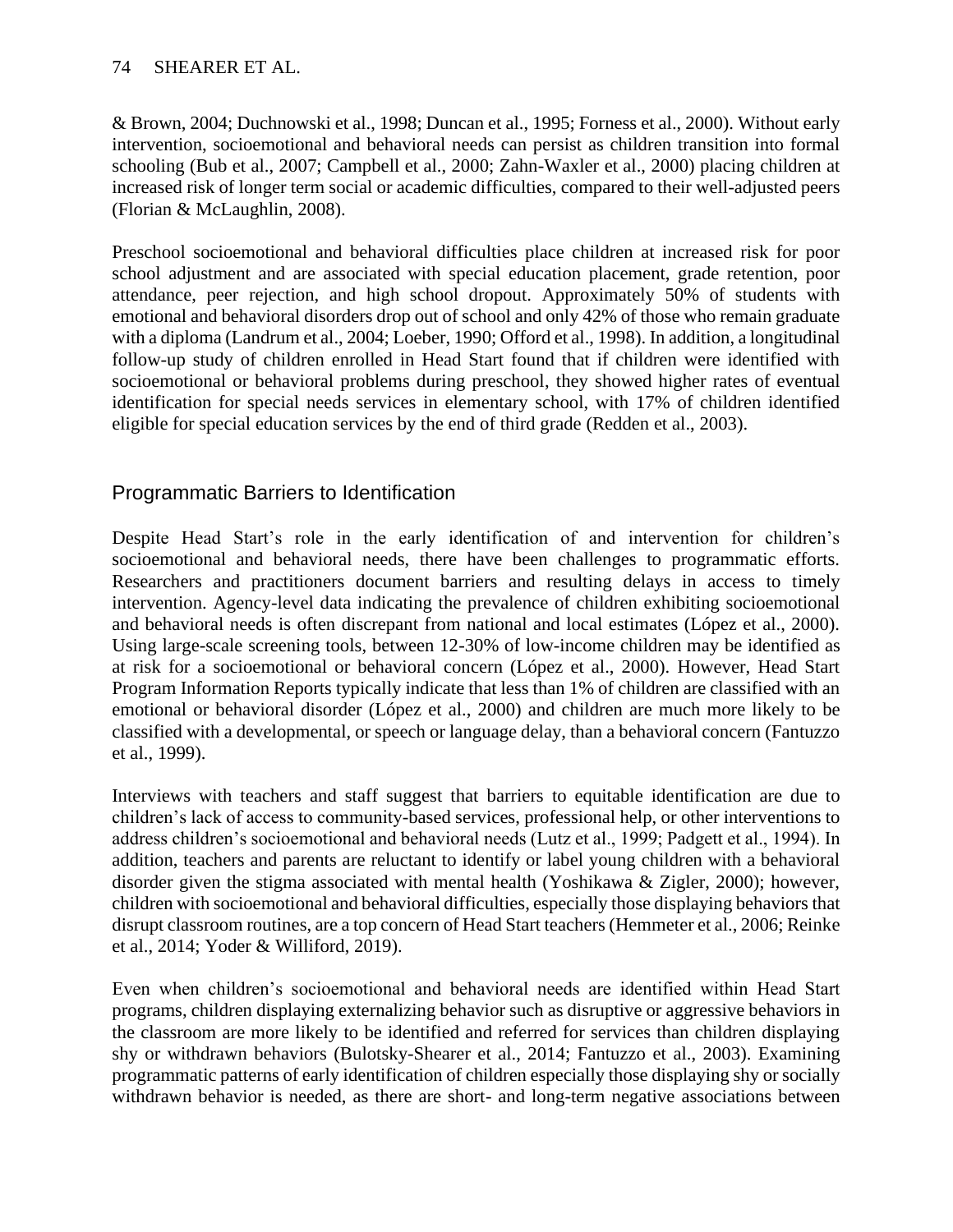& Brown, 2004; Duchnowski et al., 1998; Duncan et al., 1995; Forness et al., 2000). Without early intervention, socioemotional and behavioral needs can persist as children transition into formal schooling (Bub et al., 2007; Campbell et al., 2000; Zahn-Waxler et al., 2000) placing children at increased risk of longer term social or academic difficulties, compared to their well-adjusted peers (Florian & McLaughlin, 2008).

Preschool socioemotional and behavioral difficulties place children at increased risk for poor school adjustment and are associated with special education placement, grade retention, poor attendance, peer rejection, and high school dropout. Approximately 50% of students with emotional and behavioral disorders drop out of school and only 42% of those who remain graduate with a diploma (Landrum et al., 2004; Loeber, 1990; Offord et al., 1998). In addition, a longitudinal follow-up study of children enrolled in Head Start found that if children were identified with socioemotional or behavioral problems during preschool, they showed higher rates of eventual identification for special needs services in elementary school, with 17% of children identified eligible for special education services by the end of third grade (Redden et al., 2003).

## Programmatic Barriers to Identification

Despite Head Start's role in the early identification of and intervention for children's socioemotional and behavioral needs, there have been challenges to programmatic efforts. Researchers and practitioners document barriers and resulting delays in access to timely intervention. Agency-level data indicating the prevalence of children exhibiting socioemotional and behavioral needs is often discrepant from national and local estimates (López et al., 2000). Using large-scale screening tools, between 12-30% of low-income children may be identified as at risk for a socioemotional or behavioral concern (López et al., 2000). However, Head Start Program Information Reports typically indicate that less than 1% of children are classified with an emotional or behavioral disorder (López et al., 2000) and children are much more likely to be classified with a developmental, or speech or language delay, than a behavioral concern (Fantuzzo et al., 1999).

Interviews with teachers and staff suggest that barriers to equitable identification are due to children's lack of access to community-based services, professional help, or other interventions to address children's socioemotional and behavioral needs (Lutz et al., 1999; Padgett et al., 1994). In addition, teachers and parents are reluctant to identify or label young children with a behavioral disorder given the stigma associated with mental health (Yoshikawa & Zigler, 2000); however, children with socioemotional and behavioral difficulties, especially those displaying behaviors that disrupt classroom routines, are a top concern of Head Start teachers (Hemmeter et al., 2006; Reinke et al., 2014; Yoder & Williford, 2019).

Even when children's socioemotional and behavioral needs are identified within Head Start programs, children displaying externalizing behavior such as disruptive or aggressive behaviors in the classroom are more likely to be identified and referred for services than children displaying shy or withdrawn behaviors (Bulotsky-Shearer et al., 2014; Fantuzzo et al., 2003). Examining programmatic patterns of early identification of children especially those displaying shy or socially withdrawn behavior is needed, as there are short- and long-term negative associations between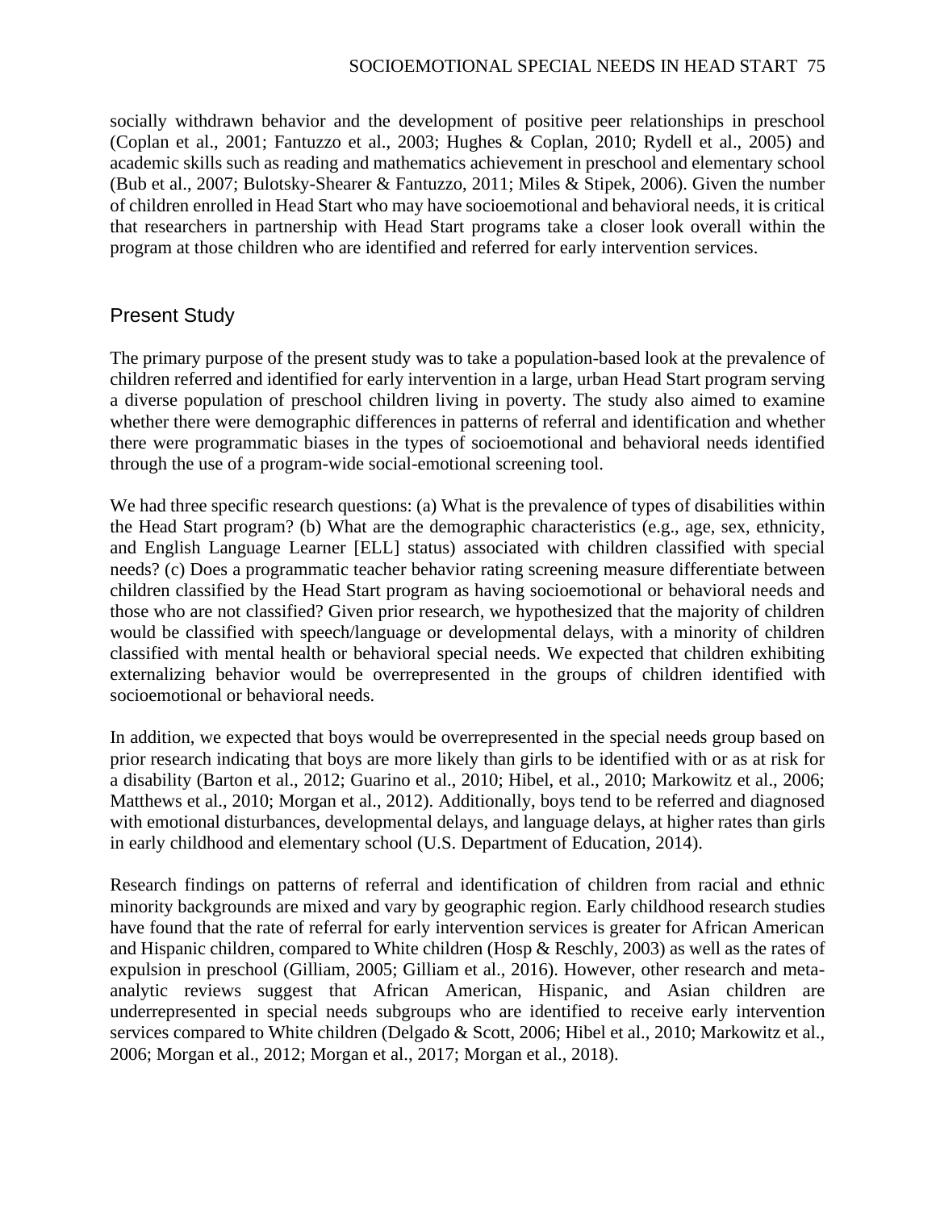socially withdrawn behavior and the development of positive peer relationships in preschool (Coplan et al., 2001; Fantuzzo et al., 2003; Hughes & Coplan, 2010; Rydell et al., 2005) and academic skills such as reading and mathematics achievement in preschool and elementary school (Bub et al., 2007; Bulotsky-Shearer & Fantuzzo, 2011; Miles & Stipek, 2006). Given the number of children enrolled in Head Start who may have socioemotional and behavioral needs, it is critical that researchers in partnership with Head Start programs take a closer look overall within the program at those children who are identified and referred for early intervention services.

## Present Study

The primary purpose of the present study was to take a population-based look at the prevalence of children referred and identified for early intervention in a large, urban Head Start program serving a diverse population of preschool children living in poverty. The study also aimed to examine whether there were demographic differences in patterns of referral and identification and whether there were programmatic biases in the types of socioemotional and behavioral needs identified through the use of a program-wide social-emotional screening tool.

We had three specific research questions: (a) What is the prevalence of types of disabilities within the Head Start program? (b) What are the demographic characteristics (e.g., age, sex, ethnicity, and English Language Learner [ELL] status) associated with children classified with special needs? (c) Does a programmatic teacher behavior rating screening measure differentiate between children classified by the Head Start program as having socioemotional or behavioral needs and those who are not classified? Given prior research, we hypothesized that the majority of children would be classified with speech/language or developmental delays, with a minority of children classified with mental health or behavioral special needs. We expected that children exhibiting externalizing behavior would be overrepresented in the groups of children identified with socioemotional or behavioral needs.

In addition, we expected that boys would be overrepresented in the special needs group based on prior research indicating that boys are more likely than girls to be identified with or as at risk for a disability (Barton et al., 2012; Guarino et al., 2010; Hibel, et al., 2010; Markowitz et al., 2006; Matthews et al., 2010; Morgan et al., 2012). Additionally, boys tend to be referred and diagnosed with emotional disturbances, developmental delays, and language delays, at higher rates than girls in early childhood and elementary school (U.S. Department of Education, 2014).

Research findings on patterns of referral and identification of children from racial and ethnic minority backgrounds are mixed and vary by geographic region. Early childhood research studies have found that the rate of referral for early intervention services is greater for African American and Hispanic children, compared to White children (Hosp & Reschly, 2003) as well as the rates of expulsion in preschool (Gilliam, 2005; Gilliam et al., 2016). However, other research and meta-analytic reviews suggest that African American, Hispanic, and Asian children are underrepresented in special needs subgroups who are identified to receive early intervention services compared to White children (Delgado & Scott, 2006; Hibel et al., 2010; Markowitz et al., 2006; Morgan et al., 2012; Morgan et al., 2017; Morgan et al., 2018).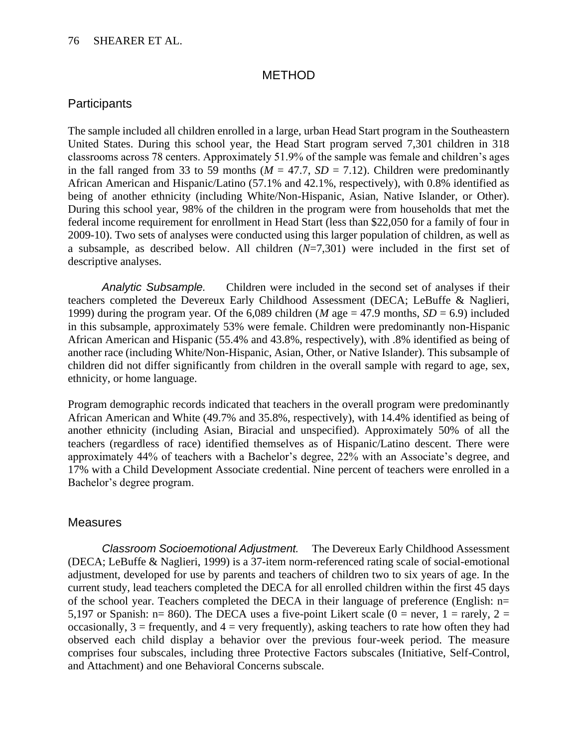## METHOD

### Participants

The sample included all children enrolled in a large, urban Head Start program in the Southeastern United States. During this school year, the Head Start program served 7,301 children in 318 classrooms across 78 centers. Approximately 51.9% of the sample was female and children's ages in the fall ranged from 33 to 59 months ($M$ = 47.7, $SD$ = 7.12). Children were predominantly African American and Hispanic/Latino (57.1% and 42.1%, respectively), with 0.8% identified as being of another ethnicity (including White/Non-Hispanic, Asian, Native Islander, or Other). During this school year, 98% of the children in the program were from households that met the federal income requirement for enrollment in Head Start (less than $22,050 for a family of four in 2009-10). Two sets of analyses were conducted using this larger population of children, as well as a subsample, as described below. All children ($N$=7,301) were included in the first set of descriptive analyses.

*Analytic Subsample.* Children were included in the second set of analyses if their teachers completed the Devereux Early Childhood Assessment (DECA; LeBuffe & Naglieri, 1999) during the program year. Of the 6,089 children ($M$ age = 47.9 months, $SD$ = 6.9) included in this subsample, approximately 53% were female. Children were predominantly non-Hispanic African American and Hispanic (55.4% and 43.8%, respectively), with .8% identified as being of another race (including White/Non-Hispanic, Asian, Other, or Native Islander). This subsample of children did not differ significantly from children in the overall sample with regard to age, sex, ethnicity, or home language.

Program demographic records indicated that teachers in the overall program were predominantly African American and White (49.7% and 35.8%, respectively), with 14.4% identified as being of another ethnicity (including Asian, Biracial and unspecified). Approximately 50% of all the teachers (regardless of race) identified themselves as of Hispanic/Latino descent. There were approximately 44% of teachers with a Bachelor's degree, 22% with an Associate's degree, and 17% with a Child Development Associate credential. Nine percent of teachers were enrolled in a Bachelor's degree program.

### Measures

*Classroom Socioemotional Adjustment.* The Devereux Early Childhood Assessment (DECA; LeBuffe & Naglieri, 1999) is a 37-item norm-referenced rating scale of social-emotional adjustment, developed for use by parents and teachers of children two to six years of age. In the current study, lead teachers completed the DECA for all enrolled children within the first 45 days of the school year. Teachers completed the DECA in their language of preference (English: n= 5,197 or Spanish: n= 860). The DECA uses a five-point Likert scale (0 = never, 1 = rarely, 2 = occasionally, 3 = frequently, and 4 = very frequently), asking teachers to rate how often they had observed each child display a behavior over the previous four-week period. The measure comprises four subscales, including three Protective Factors subscales (Initiative, Self-Control, and Attachment) and one Behavioral Concerns subscale.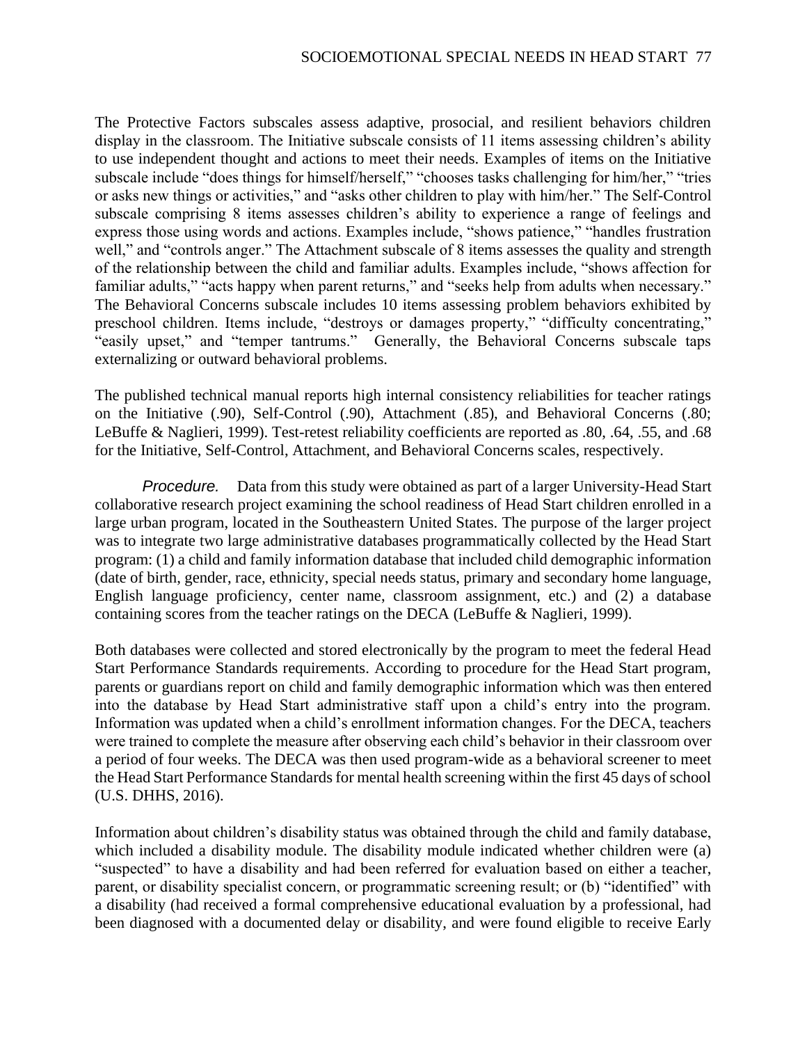The Protective Factors subscales assess adaptive, prosocial, and resilient behaviors children display in the classroom. The Initiative subscale consists of 11 items assessing children's ability to use independent thought and actions to meet their needs. Examples of items on the Initiative subscale include "does things for himself/herself," "chooses tasks challenging for him/her," "tries or asks new things or activities," and "asks other children to play with him/her." The Self-Control subscale comprising 8 items assesses children's ability to experience a range of feelings and express those using words and actions. Examples include, "shows patience," "handles frustration well," and "controls anger." The Attachment subscale of 8 items assesses the quality and strength of the relationship between the child and familiar adults. Examples include, "shows affection for familiar adults," "acts happy when parent returns," and "seeks help from adults when necessary." The Behavioral Concerns subscale includes 10 items assessing problem behaviors exhibited by preschool children. Items include, "destroys or damages property," "difficulty concentrating," "easily upset," and "temper tantrums." Generally, the Behavioral Concerns subscale taps externalizing or outward behavioral problems.

The published technical manual reports high internal consistency reliabilities for teacher ratings on the Initiative (.90), Self-Control (.90), Attachment (.85), and Behavioral Concerns (.80; LeBuffe & Naglieri, 1999). Test-retest reliability coefficients are reported as .80, .64, .55, and .68 for the Initiative, Self-Control, Attachment, and Behavioral Concerns scales, respectively.

*Procedure.* Data from this study were obtained as part of a larger University-Head Start collaborative research project examining the school readiness of Head Start children enrolled in a large urban program, located in the Southeastern United States. The purpose of the larger project was to integrate two large administrative databases programmatically collected by the Head Start program: (1) a child and family information database that included child demographic information (date of birth, gender, race, ethnicity, special needs status, primary and secondary home language, English language proficiency, center name, classroom assignment, etc.) and (2) a database containing scores from the teacher ratings on the DECA (LeBuffe & Naglieri, 1999).

Both databases were collected and stored electronically by the program to meet the federal Head Start Performance Standards requirements. According to procedure for the Head Start program, parents or guardians report on child and family demographic information which was then entered into the database by Head Start administrative staff upon a child's entry into the program. Information was updated when a child's enrollment information changes. For the DECA, teachers were trained to complete the measure after observing each child's behavior in their classroom over a period of four weeks. The DECA was then used program-wide as a behavioral screener to meet the Head Start Performance Standards for mental health screening within the first 45 days of school (U.S. DHHS, 2016).

Information about children's disability status was obtained through the child and family database, which included a disability module. The disability module indicated whether children were (a) "suspected" to have a disability and had been referred for evaluation based on either a teacher, parent, or disability specialist concern, or programmatic screening result; or (b) "identified" with a disability (had received a formal comprehensive educational evaluation by a professional, had been diagnosed with a documented delay or disability, and were found eligible to receive Early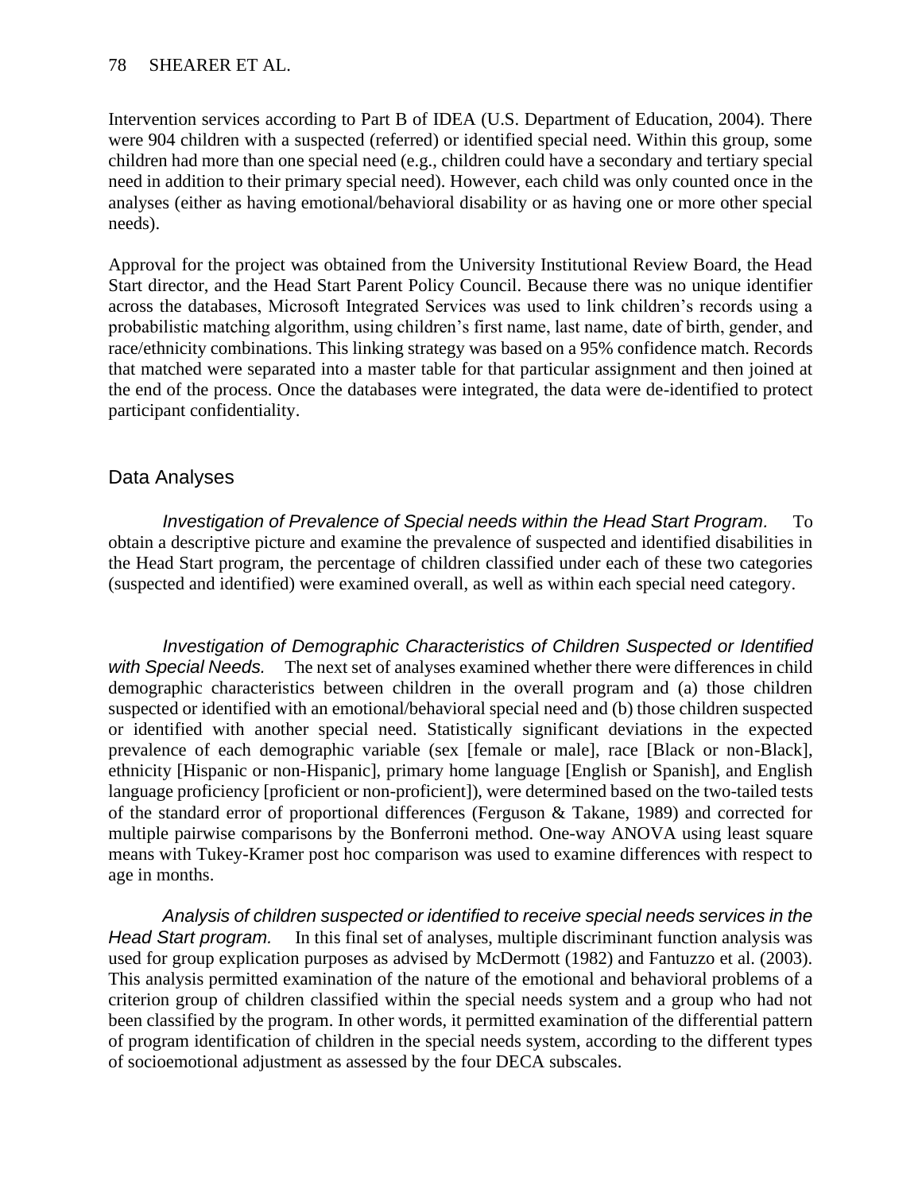Intervention services according to Part B of IDEA (U.S. Department of Education, 2004). There were 904 children with a suspected (referred) or identified special need. Within this group, some children had more than one special need (e.g., children could have a secondary and tertiary special need in addition to their primary special need). However, each child was only counted once in the analyses (either as having emotional/behavioral disability or as having one or more other special needs).

Approval for the project was obtained from the University Institutional Review Board, the Head Start director, and the Head Start Parent Policy Council. Because there was no unique identifier across the databases, Microsoft Integrated Services was used to link children's records using a probabilistic matching algorithm, using children's first name, last name, date of birth, gender, and race/ethnicity combinations. This linking strategy was based on a 95% confidence match. Records that matched were separated into a master table for that particular assignment and then joined at the end of the process. Once the databases were integrated, the data were de-identified to protect participant confidentiality.

## Data Analyses

*Investigation of Prevalence of Special needs within the Head Start Program.* To obtain a descriptive picture and examine the prevalence of suspected and identified disabilities in the Head Start program, the percentage of children classified under each of these two categories (suspected and identified) were examined overall, as well as within each special need category.

*Investigation of Demographic Characteristics of Children Suspected or Identified with Special Needs.* The next set of analyses examined whether there were differences in child demographic characteristics between children in the overall program and (a) those children suspected or identified with an emotional/behavioral special need and (b) those children suspected or identified with another special need. Statistically significant deviations in the expected prevalence of each demographic variable (sex [female or male], race [Black or non-Black], ethnicity [Hispanic or non-Hispanic], primary home language [English or Spanish], and English language proficiency [proficient or non-proficient]), were determined based on the two-tailed tests of the standard error of proportional differences (Ferguson & Takane, 1989) and corrected for multiple pairwise comparisons by the Bonferroni method. One-way ANOVA using least square means with Tukey-Kramer post hoc comparison was used to examine differences with respect to age in months.

*Analysis of children suspected or identified to receive special needs services in the Head Start program.* In this final set of analyses, multiple discriminant function analysis was used for group explication purposes as advised by McDermott (1982) and Fantuzzo et al. (2003). This analysis permitted examination of the nature of the emotional and behavioral problems of a criterion group of children classified within the special needs system and a group who had not been classified by the program. In other words, it permitted examination of the differential pattern of program identification of children in the special needs system, according to the different types of socioemotional adjustment as assessed by the four DECA subscales.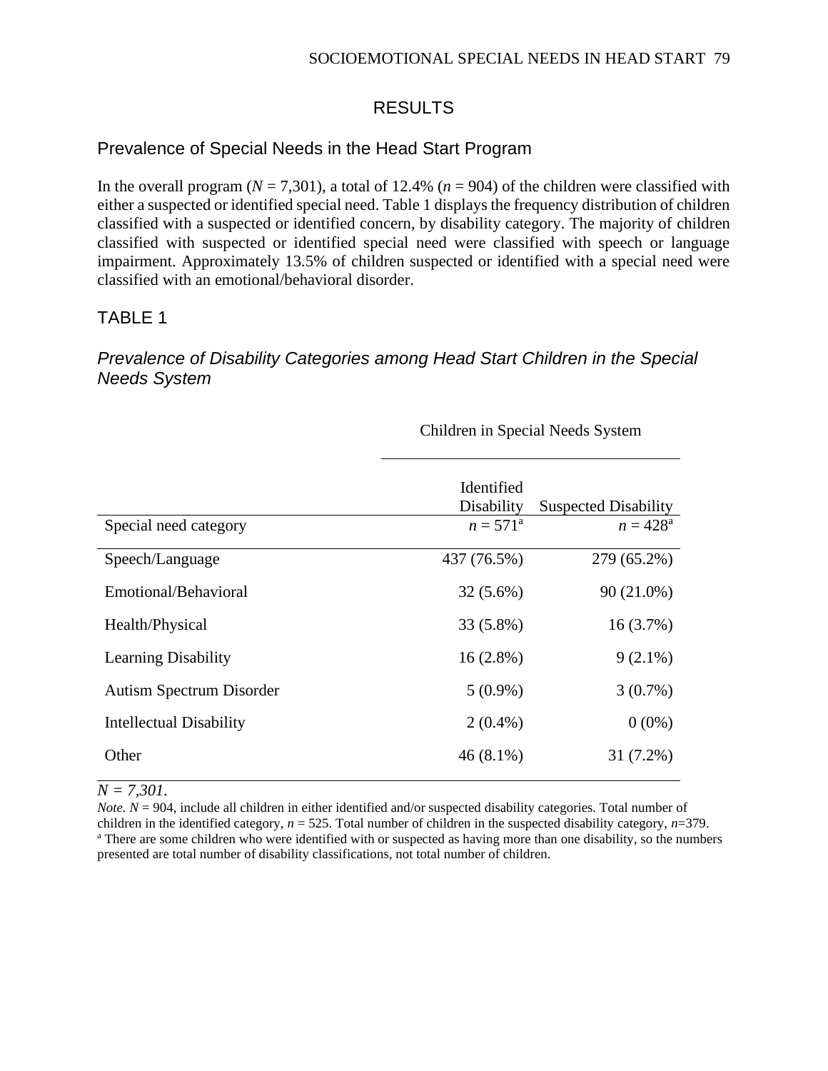# RESULTS

## Prevalence of Special Needs in the Head Start Program

In the overall program (*N* = 7,301), a total of 12.4% (*n* = 904) of the children were classified with either a suspected or identified special need. Table 1 displays the frequency distribution of children classified with a suspected or identified concern, by disability category. The majority of children classified with suspected or identified special need were classified with speech or language impairment. Approximately 13.5% of children suspected or identified with a special need were classified with an emotional/behavioral disorder.

TABLE 1

*Prevalence of Disability Categories among Head Start Children in the Special Needs System*

| | Children in Special Needs System | |
|---|---|---|
| | Identified Disability | Suspected Disability |
| Special need category | *n* = 571[a] | *n* = 428[a] |
| Speech/Language | 437 (76.5%) | 279 (65.2%) |
| Emotional/Behavioral | 32 (5.6%) | 90 (21.0%) |
| Health/Physical | 33 (5.8%) | 16 (3.7%) |
| Learning Disability | 16 (2.8%) | 9 (2.1%) |
| Autism Spectrum Disorder | 5 (0.9%) | 3 (0.7%) |
| Intellectual Disability | 2 (0.4%) | 0 (0%) |
| Other | 46 (8.1%) | 31 (7.2%) |

*N = 7,301.*

*Note. N* = 904, include all children in either identified and/or suspected disability categories. Total number of children in the identified category, *n* = 525. Total number of children in the suspected disability category, *n*=379.
[a] There are some children who were identified with or suspected as having more than one disability, so the numbers presented are total number of disability classifications, not total number of children.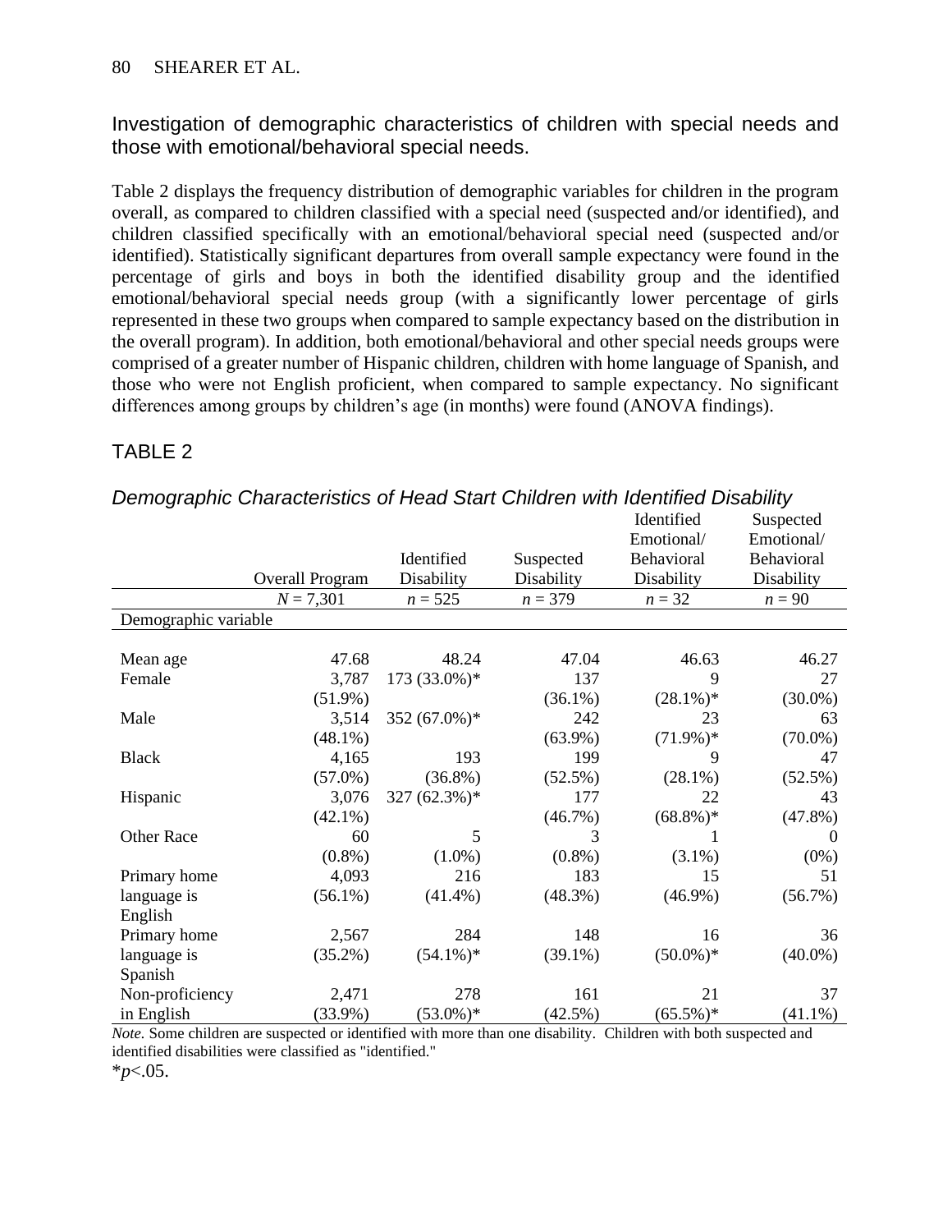## Investigation of demographic characteristics of children with special needs and those with emotional/behavioral special needs.

Table 2 displays the frequency distribution of demographic variables for children in the program overall, as compared to children classified with a special need (suspected and/or identified), and children classified specifically with an emotional/behavioral special need (suspected and/or identified). Statistically significant departures from overall sample expectancy were found in the percentage of girls and boys in both the identified disability group and the identified emotional/behavioral special needs group (with a significantly lower percentage of girls represented in these two groups when compared to sample expectancy based on the distribution in the overall program). In addition, both emotional/behavioral and other special needs groups were comprised of a greater number of Hispanic children, children with home language of Spanish, and those who were not English proficient, when compared to sample expectancy. No significant differences among groups by children's age (in months) were found (ANOVA findings).

## TABLE 2

*Demographic Characteristics of Head Start Children with Identified Disability*

| | Overall Program | Identified Disability | Suspected Disability | Identified Emotional/ Behavioral Disability | Suspected Emotional/ Behavioral Disability |
|---|---|---|---|---|---|
| | *N* = 7,301 | *n* = 525 | *n* = 379 | *n* = 32 | *n* = 90 |
| Demographic variable | | | | | |
| Mean age | 47.68 | 48.24 | 47.04 | 46.63 | 46.27 |
| Female | 3,787 (51.9%) | 173 (33.0%)* | 137 (36.1%) | 9 (28.1%)* | 27 (30.0%) |
| Male | 3,514 (48.1%) | 352 (67.0%)* | 242 (63.9%) | 23 (71.9%)* | 63 (70.0%) |
| Black | 4,165 (57.0%) | 193 (36.8%) | 199 (52.5%) | 9 (28.1%) | 47 (52.5%) |
| Hispanic | 3,076 (42.1%) | 327 (62.3%)* | 177 (46.7%) | 22 (68.8%)* | 43 (47.8%) |
| Other Race | 60 (0.8%) | 5 (1.0%) | 3 (0.8%) | 1 (3.1%) | 0 (0%) |
| Primary home language is English | 4,093 (56.1%) | 216 (41.4%) | 183 (48.3%) | 15 (46.9%) | 51 (56.7%) |
| Primary home language is Spanish | 2,567 (35.2%) | 284 (54.1%)* | 148 (39.1%) | 16 (50.0%)* | 36 (40.0%) |
| Non-proficiency in English | 2,471 (33.9%) | 278 (53.0%)* | 161 (42.5%) | 21 (65.5%)* | 37 (41.1%) |

*Note.* Some children are suspected or identified with more than one disability. Children with both suspected and identified disabilities were classified as "identified."

*$p<.05$.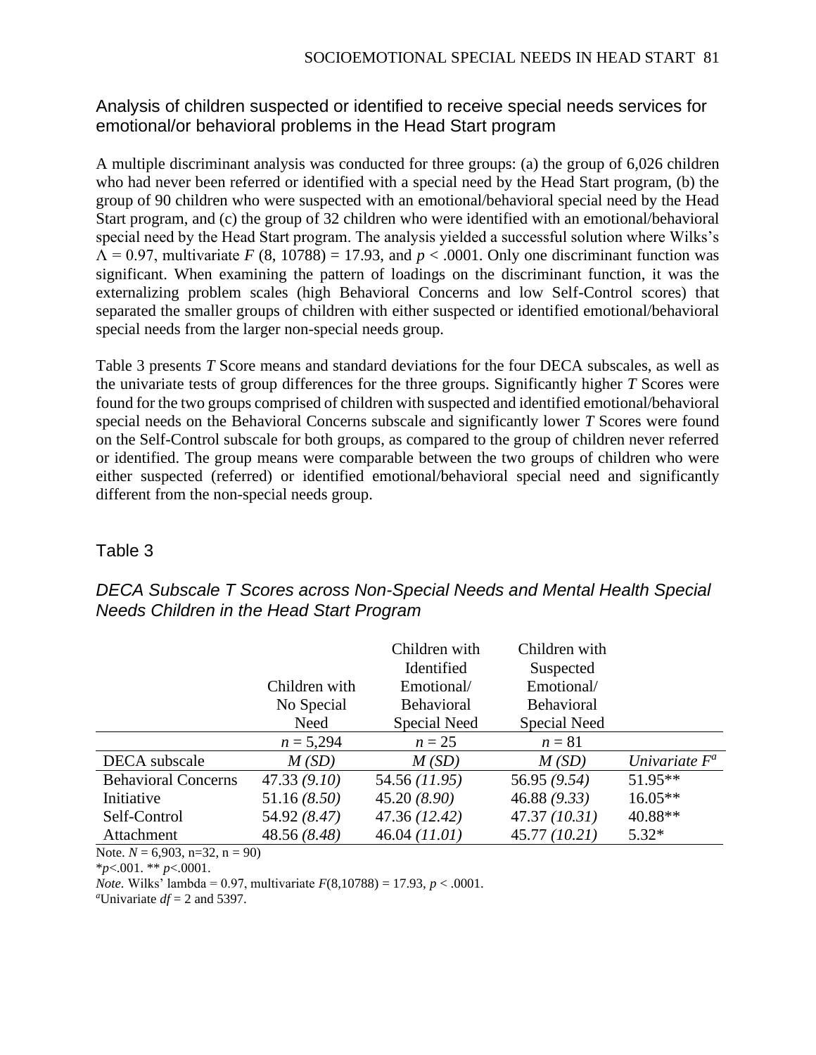## Analysis of children suspected or identified to receive special needs services for emotional/or behavioral problems in the Head Start program

A multiple discriminant analysis was conducted for three groups: (a) the group of 6,026 children who had never been referred or identified with a special need by the Head Start program, (b) the group of 90 children who were suspected with an emotional/behavioral special need by the Head Start program, and (c) the group of 32 children who were identified with an emotional/behavioral special need by the Head Start program. The analysis yielded a successful solution where Wilks's $\Lambda = 0.97$, multivariate $F$ (8, 10788) = 17.93, and $p < .0001$. Only one discriminant function was significant. When examining the pattern of loadings on the discriminant function, it was the externalizing problem scales (high Behavioral Concerns and low Self-Control scores) that separated the smaller groups of children with either suspected or identified emotional/behavioral special needs from the larger non-special needs group.

Table 3 presents *T* Score means and standard deviations for the four DECA subscales, as well as the univariate tests of group differences for the three groups. Significantly higher *T* Scores were found for the two groups comprised of children with suspected and identified emotional/behavioral special needs on the Behavioral Concerns subscale and significantly lower *T* Scores were found on the Self-Control subscale for both groups, as compared to the group of children never referred or identified. The group means were comparable between the two groups of children who were either suspected (referred) or identified emotional/behavioral special need and significantly different from the non-special needs group.

### Table 3

*DECA Subscale T Scores across Non-Special Needs and Mental Health Special Needs Children in the Head Start Program*

| | Children with No Special Need | Children with Identified Emotional/ Behavioral Special Need | Children with Suspected Emotional/ Behavioral Special Need | |
|---|---|---|---|---|
| | $n$ = 5,294 | $n$ = 25 | $n$ = 81 | |
| DECA subscale | *M (SD)* | *M (SD)* | *M (SD)* | *Univariate* $F^a$ |
| Behavioral Concerns | 47.33 *(9.10)* | 54.56 *(11.95)* | 56.95 *(9.54)* | 51.95** |
| Initiative | 51.16 *(8.50)* | 45.20 *(8.90)* | 46.88 *(9.33)* | 16.05** |
| Self-Control | 54.92 *(8.47)* | 47.36 *(12.42)* | 47.37 *(10.31)* | 40.88** |
| Attachment | 48.56 *(8.48)* | 46.04 *(11.01)* | 45.77 *(10.21)* | 5.32* |

Note. $N$ = 6,903, n=32, n = 90)

*$p$<.001. ** $p$<.0001.

*Note.* Wilks' lambda = 0.97, multivariate $F$(8,10788) = 17.93, $p$ < .0001.

[a]Univariate $df$ = 2 and 5397.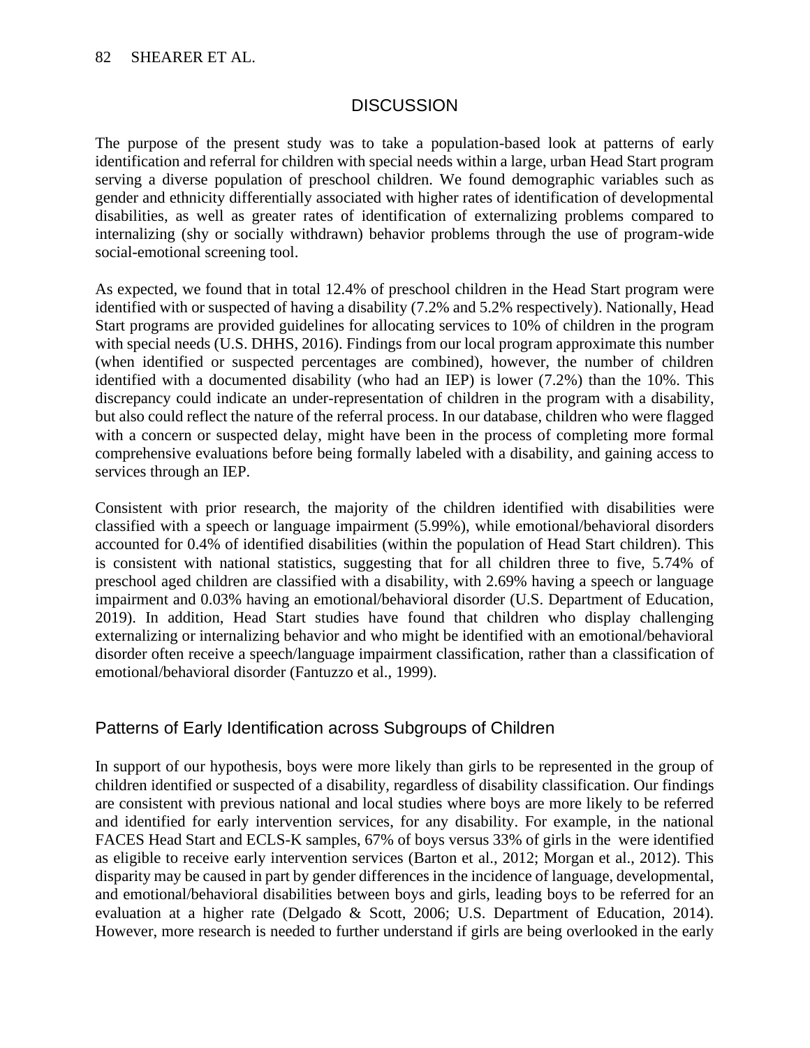# DISCUSSION

The purpose of the present study was to take a population-based look at patterns of early identification and referral for children with special needs within a large, urban Head Start program serving a diverse population of preschool children. We found demographic variables such as gender and ethnicity differentially associated with higher rates of identification of developmental disabilities, as well as greater rates of identification of externalizing problems compared to internalizing (shy or socially withdrawn) behavior problems through the use of program-wide social-emotional screening tool.

As expected, we found that in total 12.4% of preschool children in the Head Start program were identified with or suspected of having a disability (7.2% and 5.2% respectively). Nationally, Head Start programs are provided guidelines for allocating services to 10% of children in the program with special needs (U.S. DHHS, 2016). Findings from our local program approximate this number (when identified or suspected percentages are combined), however, the number of children identified with a documented disability (who had an IEP) is lower (7.2%) than the 10%. This discrepancy could indicate an under-representation of children in the program with a disability, but also could reflect the nature of the referral process. In our database, children who were flagged with a concern or suspected delay, might have been in the process of completing more formal comprehensive evaluations before being formally labeled with a disability, and gaining access to services through an IEP.

Consistent with prior research, the majority of the children identified with disabilities were classified with a speech or language impairment (5.99%), while emotional/behavioral disorders accounted for 0.4% of identified disabilities (within the population of Head Start children). This is consistent with national statistics, suggesting that for all children three to five, 5.74% of preschool aged children are classified with a disability, with 2.69% having a speech or language impairment and 0.03% having an emotional/behavioral disorder (U.S. Department of Education, 2019). In addition, Head Start studies have found that children who display challenging externalizing or internalizing behavior and who might be identified with an emotional/behavioral disorder often receive a speech/language impairment classification, rather than a classification of emotional/behavioral disorder (Fantuzzo et al., 1999).

## Patterns of Early Identification across Subgroups of Children

In support of our hypothesis, boys were more likely than girls to be represented in the group of children identified or suspected of a disability, regardless of disability classification. Our findings are consistent with previous national and local studies where boys are more likely to be referred and identified for early intervention services, for any disability. For example, in the national FACES Head Start and ECLS-K samples, 67% of boys versus 33% of girls in the were identified as eligible to receive early intervention services (Barton et al., 2012; Morgan et al., 2012). This disparity may be caused in part by gender differences in the incidence of language, developmental, and emotional/behavioral disabilities between boys and girls, leading boys to be referred for an evaluation at a higher rate (Delgado & Scott, 2006; U.S. Department of Education, 2014). However, more research is needed to further understand if girls are being overlooked in the early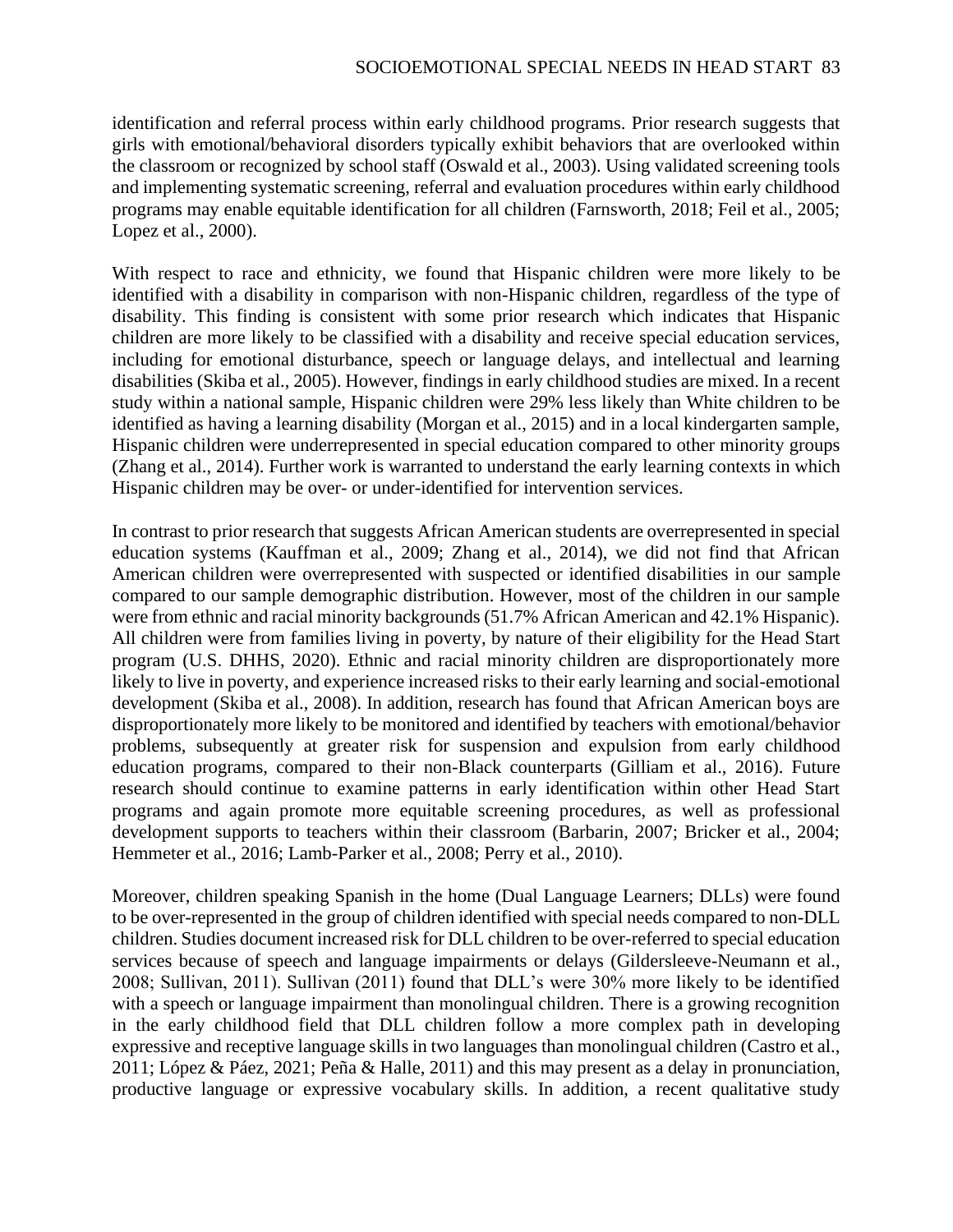identification and referral process within early childhood programs. Prior research suggests that girls with emotional/behavioral disorders typically exhibit behaviors that are overlooked within the classroom or recognized by school staff (Oswald et al., 2003). Using validated screening tools and implementing systematic screening, referral and evaluation procedures within early childhood programs may enable equitable identification for all children (Farnsworth, 2018; Feil et al., 2005; Lopez et al., 2000).

With respect to race and ethnicity, we found that Hispanic children were more likely to be identified with a disability in comparison with non-Hispanic children, regardless of the type of disability. This finding is consistent with some prior research which indicates that Hispanic children are more likely to be classified with a disability and receive special education services, including for emotional disturbance, speech or language delays, and intellectual and learning disabilities (Skiba et al., 2005). However, findings in early childhood studies are mixed. In a recent study within a national sample, Hispanic children were 29% less likely than White children to be identified as having a learning disability (Morgan et al., 2015) and in a local kindergarten sample, Hispanic children were underrepresented in special education compared to other minority groups (Zhang et al., 2014). Further work is warranted to understand the early learning contexts in which Hispanic children may be over- or under-identified for intervention services.

In contrast to prior research that suggests African American students are overrepresented in special education systems (Kauffman et al., 2009; Zhang et al., 2014), we did not find that African American children were overrepresented with suspected or identified disabilities in our sample compared to our sample demographic distribution. However, most of the children in our sample were from ethnic and racial minority backgrounds (51.7% African American and 42.1% Hispanic). All children were from families living in poverty, by nature of their eligibility for the Head Start program (U.S. DHHS, 2020). Ethnic and racial minority children are disproportionately more likely to live in poverty, and experience increased risks to their early learning and social-emotional development (Skiba et al., 2008). In addition, research has found that African American boys are disproportionately more likely to be monitored and identified by teachers with emotional/behavior problems, subsequently at greater risk for suspension and expulsion from early childhood education programs, compared to their non-Black counterparts (Gilliam et al., 2016). Future research should continue to examine patterns in early identification within other Head Start programs and again promote more equitable screening procedures, as well as professional development supports to teachers within their classroom (Barbarin, 2007; Bricker et al., 2004; Hemmeter et al., 2016; Lamb-Parker et al., 2008; Perry et al., 2010).

Moreover, children speaking Spanish in the home (Dual Language Learners; DLLs) were found to be over-represented in the group of children identified with special needs compared to non-DLL children. Studies document increased risk for DLL children to be over-referred to special education services because of speech and language impairments or delays (Gildersleeve-Neumann et al., 2008; Sullivan, 2011). Sullivan (2011) found that DLL's were 30% more likely to be identified with a speech or language impairment than monolingual children. There is a growing recognition in the early childhood field that DLL children follow a more complex path in developing expressive and receptive language skills in two languages than monolingual children (Castro et al., 2011; López & Páez, 2021; Peña & Halle, 2011) and this may present as a delay in pronunciation, productive language or expressive vocabulary skills. In addition, a recent qualitative study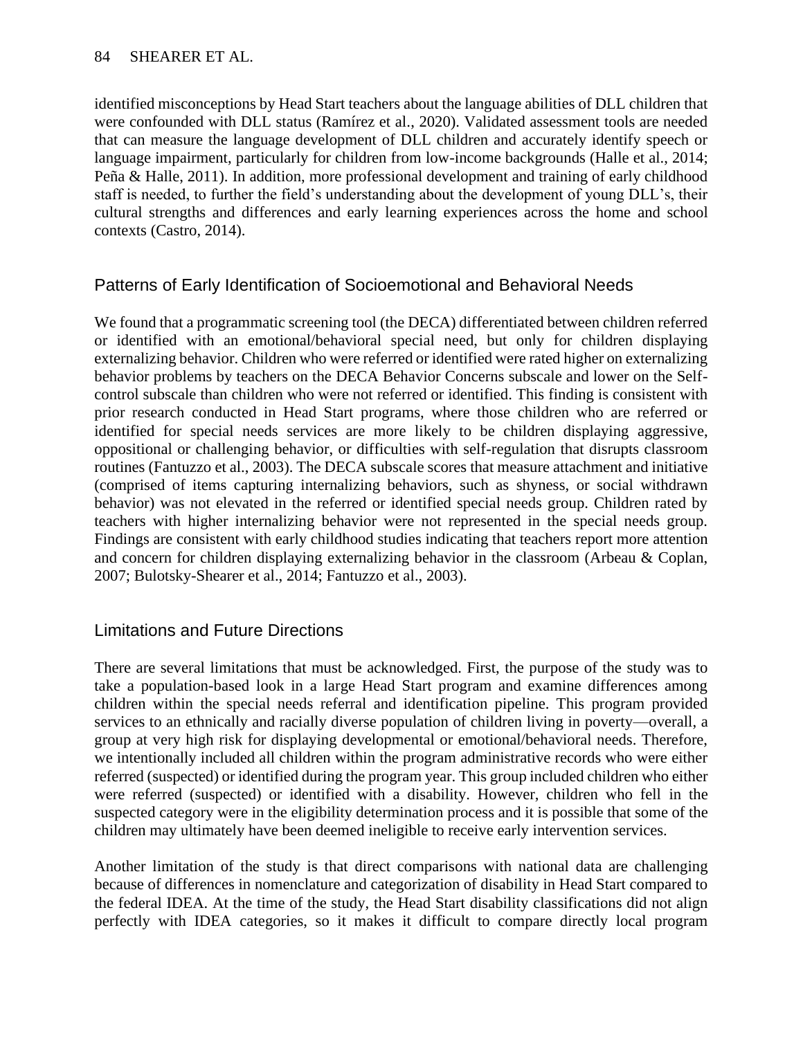identified misconceptions by Head Start teachers about the language abilities of DLL children that were confounded with DLL status (Ramírez et al., 2020). Validated assessment tools are needed that can measure the language development of DLL children and accurately identify speech or language impairment, particularly for children from low-income backgrounds (Halle et al., 2014; Peña & Halle, 2011). In addition, more professional development and training of early childhood staff is needed, to further the field's understanding about the development of young DLL's, their cultural strengths and differences and early learning experiences across the home and school contexts (Castro, 2014).

## Patterns of Early Identification of Socioemotional and Behavioral Needs

We found that a programmatic screening tool (the DECA) differentiated between children referred or identified with an emotional/behavioral special need, but only for children displaying externalizing behavior. Children who were referred or identified were rated higher on externalizing behavior problems by teachers on the DECA Behavior Concerns subscale and lower on the Self-control subscale than children who were not referred or identified. This finding is consistent with prior research conducted in Head Start programs, where those children who are referred or identified for special needs services are more likely to be children displaying aggressive, oppositional or challenging behavior, or difficulties with self-regulation that disrupts classroom routines (Fantuzzo et al., 2003). The DECA subscale scores that measure attachment and initiative (comprised of items capturing internalizing behaviors, such as shyness, or social withdrawn behavior) was not elevated in the referred or identified special needs group. Children rated by teachers with higher internalizing behavior were not represented in the special needs group. Findings are consistent with early childhood studies indicating that teachers report more attention and concern for children displaying externalizing behavior in the classroom (Arbeau & Coplan, 2007; Bulotsky-Shearer et al., 2014; Fantuzzo et al., 2003).

## Limitations and Future Directions

There are several limitations that must be acknowledged. First, the purpose of the study was to take a population-based look in a large Head Start program and examine differences among children within the special needs referral and identification pipeline. This program provided services to an ethnically and racially diverse population of children living in poverty—overall, a group at very high risk for displaying developmental or emotional/behavioral needs. Therefore, we intentionally included all children within the program administrative records who were either referred (suspected) or identified during the program year. This group included children who either were referred (suspected) or identified with a disability. However, children who fell in the suspected category were in the eligibility determination process and it is possible that some of the children may ultimately have been deemed ineligible to receive early intervention services.

Another limitation of the study is that direct comparisons with national data are challenging because of differences in nomenclature and categorization of disability in Head Start compared to the federal IDEA. At the time of the study, the Head Start disability classifications did not align perfectly with IDEA categories, so it makes it difficult to compare directly local program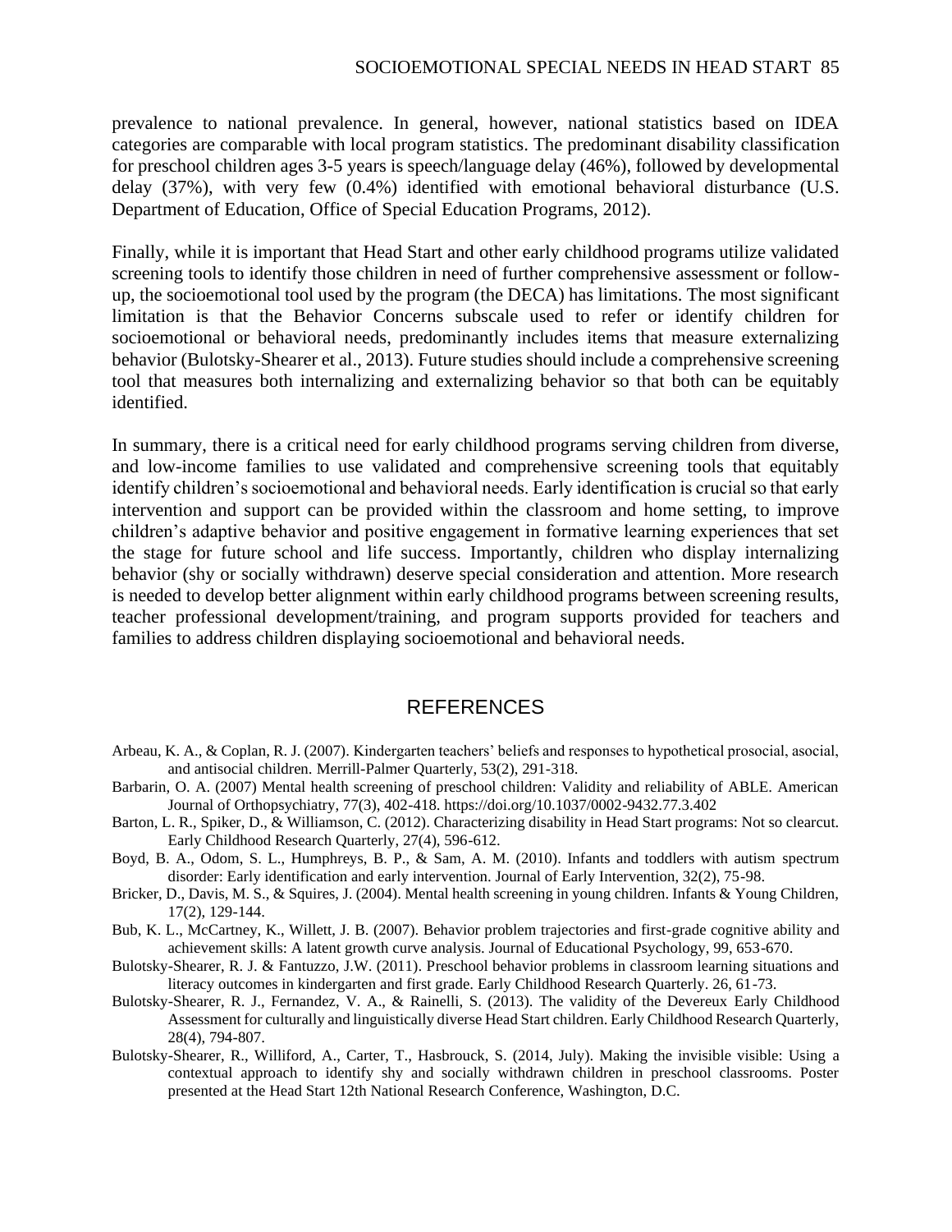prevalence to national prevalence. In general, however, national statistics based on IDEA categories are comparable with local program statistics. The predominant disability classification for preschool children ages 3-5 years is speech/language delay (46%), followed by developmental delay (37%), with very few (0.4%) identified with emotional behavioral disturbance (U.S. Department of Education, Office of Special Education Programs, 2012).

Finally, while it is important that Head Start and other early childhood programs utilize validated screening tools to identify those children in need of further comprehensive assessment or follow-up, the socioemotional tool used by the program (the DECA) has limitations. The most significant limitation is that the Behavior Concerns subscale used to refer or identify children for socioemotional or behavioral needs, predominantly includes items that measure externalizing behavior (Bulotsky-Shearer et al., 2013). Future studies should include a comprehensive screening tool that measures both internalizing and externalizing behavior so that both can be equitably identified.

In summary, there is a critical need for early childhood programs serving children from diverse, and low-income families to use validated and comprehensive screening tools that equitably identify children's socioemotional and behavioral needs. Early identification is crucial so that early intervention and support can be provided within the classroom and home setting, to improve children's adaptive behavior and positive engagement in formative learning experiences that set the stage for future school and life success. Importantly, children who display internalizing behavior (shy or socially withdrawn) deserve special consideration and attention. More research is needed to develop better alignment within early childhood programs between screening results, teacher professional development/training, and program supports provided for teachers and families to address children displaying socioemotional and behavioral needs.

## REFERENCES

Arbeau, K. A., & Coplan, R. J. (2007). Kindergarten teachers' beliefs and responses to hypothetical prosocial, asocial, and antisocial children. Merrill-Palmer Quarterly, 53(2), 291-318.

Barbarin, O. A. (2007) Mental health screening of preschool children: Validity and reliability of ABLE. American Journal of Orthopsychiatry, 77(3), 402-418. https://doi.org/10.1037/0002-9432.77.3.402

Barton, L. R., Spiker, D., & Williamson, C. (2012). Characterizing disability in Head Start programs: Not so clearcut. Early Childhood Research Quarterly, 27(4), 596-612.

Boyd, B. A., Odom, S. L., Humphreys, B. P., & Sam, A. M. (2010). Infants and toddlers with autism spectrum disorder: Early identification and early intervention. Journal of Early Intervention, 32(2), 75-98.

Bricker, D., Davis, M. S., & Squires, J. (2004). Mental health screening in young children. Infants & Young Children, 17(2), 129-144.

Bub, K. L., McCartney, K., Willett, J. B. (2007). Behavior problem trajectories and first-grade cognitive ability and achievement skills: A latent growth curve analysis. Journal of Educational Psychology, 99, 653-670.

Bulotsky-Shearer, R. J. & Fantuzzo, J.W. (2011). Preschool behavior problems in classroom learning situations and literacy outcomes in kindergarten and first grade. Early Childhood Research Quarterly. 26, 61-73.

Bulotsky-Shearer, R. J., Fernandez, V. A., & Rainelli, S. (2013). The validity of the Devereux Early Childhood Assessment for culturally and linguistically diverse Head Start children. Early Childhood Research Quarterly, 28(4), 794-807.

Bulotsky-Shearer, R., Williford, A., Carter, T., Hasbrouck, S. (2014, July). Making the invisible visible: Using a contextual approach to identify shy and socially withdrawn children in preschool classrooms. Poster presented at the Head Start 12th National Research Conference, Washington, D.C.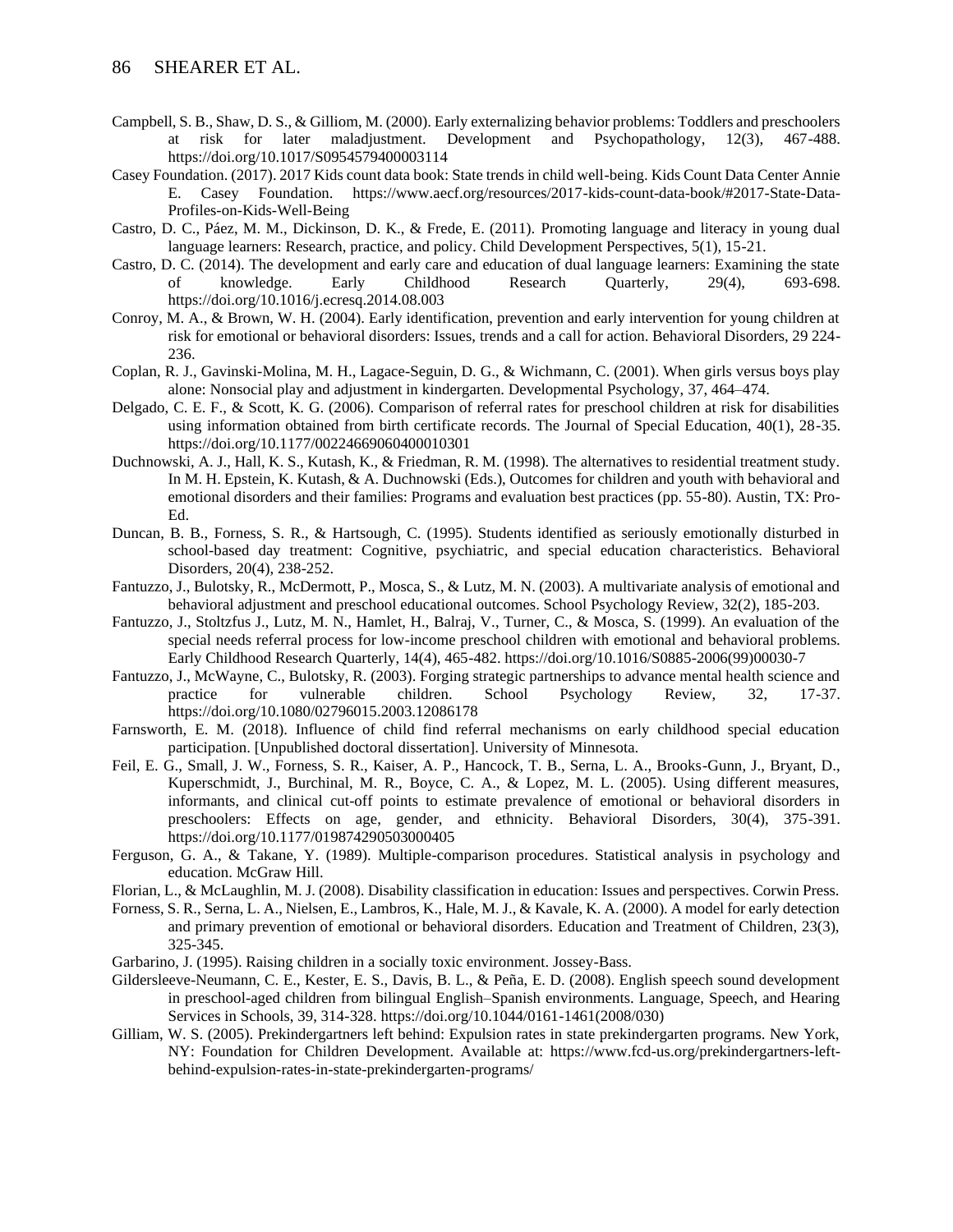Campbell, S. B., Shaw, D. S., & Gilliom, M. (2000). Early externalizing behavior problems: Toddlers and preschoolers at risk for later maladjustment. Development and Psychopathology, 12(3), 467-488. https://doi.org/10.1017/S0954579400003114

Casey Foundation. (2017). 2017 Kids count data book: State trends in child well-being. Kids Count Data Center Annie E. Casey Foundation. https://www.aecf.org/resources/2017-kids-count-data-book/#2017-State-Data-Profiles-on-Kids-Well-Being

Castro, D. C., Páez, M. M., Dickinson, D. K., & Frede, E. (2011). Promoting language and literacy in young dual language learners: Research, practice, and policy. Child Development Perspectives, 5(1), 15-21.

Castro, D. C. (2014). The development and early care and education of dual language learners: Examining the state of knowledge. Early Childhood Research Quarterly, 29(4), 693-698. https://doi.org/10.1016/j.ecresq.2014.08.003

Conroy, M. A., & Brown, W. H. (2004). Early identification, prevention and early intervention for young children at risk for emotional or behavioral disorders: Issues, trends and a call for action. Behavioral Disorders, 29 224-236.

Coplan, R. J., Gavinski-Molina, M. H., Lagace-Seguin, D. G., & Wichmann, C. (2001). When girls versus boys play alone: Nonsocial play and adjustment in kindergarten. Developmental Psychology, 37, 464–474.

Delgado, C. E. F., & Scott, K. G. (2006). Comparison of referral rates for preschool children at risk for disabilities using information obtained from birth certificate records. The Journal of Special Education, 40(1), 28-35. https://doi.org/10.1177/00224669060400010301

Duchnowski, A. J., Hall, K. S., Kutash, K., & Friedman, R. M. (1998). The alternatives to residential treatment study. In M. H. Epstein, K. Kutash, & A. Duchnowski (Eds.), Outcomes for children and youth with behavioral and emotional disorders and their families: Programs and evaluation best practices (pp. 55-80). Austin, TX: Pro-Ed.

Duncan, B. B., Forness, S. R., & Hartsough, C. (1995). Students identified as seriously emotionally disturbed in school-based day treatment: Cognitive, psychiatric, and special education characteristics. Behavioral Disorders, 20(4), 238-252.

Fantuzzo, J., Bulotsky, R., McDermott, P., Mosca, S., & Lutz, M. N. (2003). A multivariate analysis of emotional and behavioral adjustment and preschool educational outcomes. School Psychology Review, 32(2), 185-203.

Fantuzzo, J., Stoltzfus J., Lutz, M. N., Hamlet, H., Balraj, V., Turner, C., & Mosca, S. (1999). An evaluation of the special needs referral process for low-income preschool children with emotional and behavioral problems. Early Childhood Research Quarterly, 14(4), 465-482. https://doi.org/10.1016/S0885-2006(99)00030-7

Fantuzzo, J., McWayne, C., Bulotsky, R. (2003). Forging strategic partnerships to advance mental health science and practice for vulnerable children. School Psychology Review, 32, 17-37. https://doi.org/10.1080/02796015.2003.12086178

Farnsworth, E. M. (2018). Influence of child find referral mechanisms on early childhood special education participation. [Unpublished doctoral dissertation]. University of Minnesota.

Feil, E. G., Small, J. W., Forness, S. R., Kaiser, A. P., Hancock, T. B., Serna, L. A., Brooks-Gunn, J., Bryant, D., Kuperschmidt, J., Burchinal, M. R., Boyce, C. A., & Lopez, M. L. (2005). Using different measures, informants, and clinical cut-off points to estimate prevalence of emotional or behavioral disorders in preschoolers: Effects on age, gender, and ethnicity. Behavioral Disorders, 30(4), 375-391. https://doi.org/10.1177/019874290503000405

Ferguson, G. A., & Takane, Y. (1989). Multiple-comparison procedures. Statistical analysis in psychology and education. McGraw Hill.

Florian, L., & McLaughlin, M. J. (2008). Disability classification in education: Issues and perspectives. Corwin Press.

Forness, S. R., Serna, L. A., Nielsen, E., Lambros, K., Hale, M. J., & Kavale, K. A. (2000). A model for early detection and primary prevention of emotional or behavioral disorders. Education and Treatment of Children, 23(3), 325-345.

Garbarino, J. (1995). Raising children in a socially toxic environment. Jossey-Bass.

Gildersleeve-Neumann, C. E., Kester, E. S., Davis, B. L., & Peña, E. D. (2008). English speech sound development in preschool-aged children from bilingual English–Spanish environments. Language, Speech, and Hearing Services in Schools, 39, 314-328. https://doi.org/10.1044/0161-1461(2008/030)

Gilliam, W. S. (2005). Prekindergartners left behind: Expulsion rates in state prekindergarten programs. New York, NY: Foundation for Children Development. Available at: https://www.fcd-us.org/prekindergartners-left-behind-expulsion-rates-in-state-prekindergarten-programs/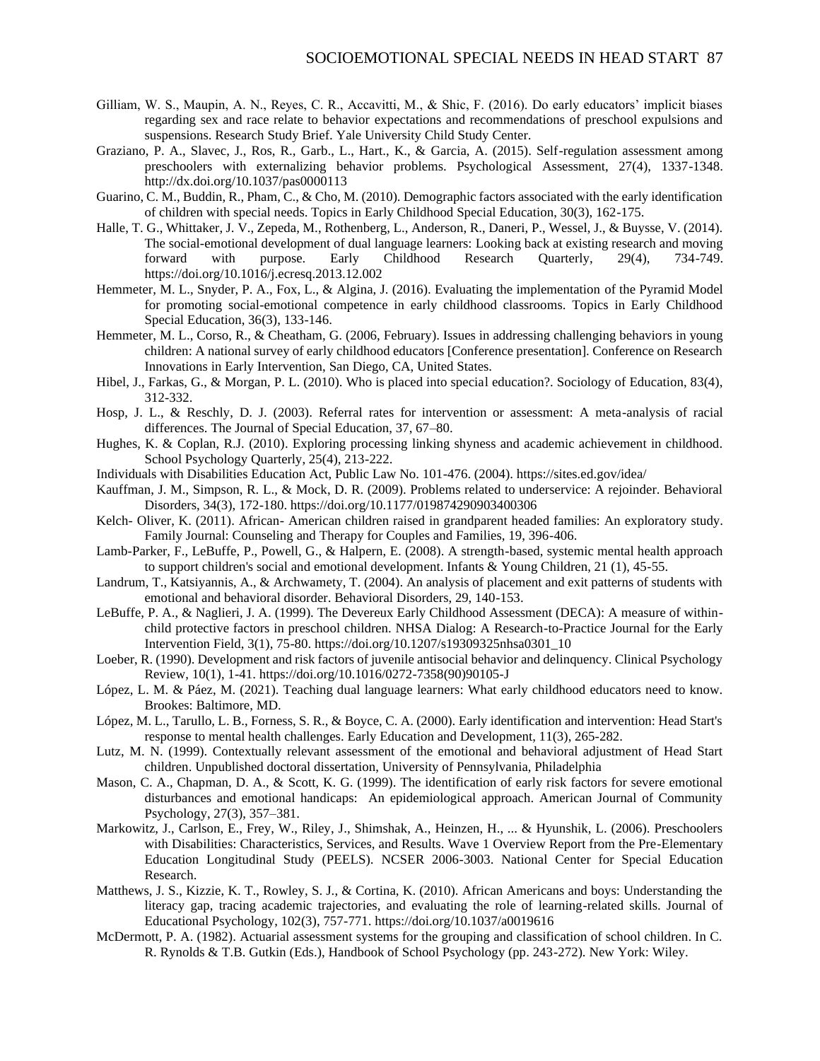Gilliam, W. S., Maupin, A. N., Reyes, C. R., Accavitti, M., & Shic, F. (2016). Do early educators' implicit biases regarding sex and race relate to behavior expectations and recommendations of preschool expulsions and suspensions. Research Study Brief. Yale University Child Study Center.

Graziano, P. A., Slavec, J., Ros, R., Garb., L., Hart., K., & Garcia, A. (2015). Self-regulation assessment among preschoolers with externalizing behavior problems. Psychological Assessment, 27(4), 1337-1348. http://dx.doi.org/10.1037/pas0000113

Guarino, C. M., Buddin, R., Pham, C., & Cho, M. (2010). Demographic factors associated with the early identification of children with special needs. Topics in Early Childhood Special Education, 30(3), 162-175.

Halle, T. G., Whittaker, J. V., Zepeda, M., Rothenberg, L., Anderson, R., Daneri, P., Wessel, J., & Buysse, V. (2014). The social-emotional development of dual language learners: Looking back at existing research and moving forward with purpose. Early Childhood Research Quarterly, 29(4), 734-749. https://doi.org/10.1016/j.ecresq.2013.12.002

Hemmeter, M. L., Snyder, P. A., Fox, L., & Algina, J. (2016). Evaluating the implementation of the Pyramid Model for promoting social-emotional competence in early childhood classrooms. Topics in Early Childhood Special Education, 36(3), 133-146.

Hemmeter, M. L., Corso, R., & Cheatham, G. (2006, February). Issues in addressing challenging behaviors in young children: A national survey of early childhood educators [Conference presentation]. Conference on Research Innovations in Early Intervention, San Diego, CA, United States.

Hibel, J., Farkas, G., & Morgan, P. L. (2010). Who is placed into special education?. Sociology of Education, 83(4), 312-332.

Hosp, J. L., & Reschly, D. J. (2003). Referral rates for intervention or assessment: A meta-analysis of racial differences. The Journal of Special Education, 37, 67–80.

Hughes, K. & Coplan, R.J. (2010). Exploring processing linking shyness and academic achievement in childhood. School Psychology Quarterly, 25(4), 213-222.

Individuals with Disabilities Education Act, Public Law No. 101-476. (2004). https://sites.ed.gov/idea/

Kauffman, J. M., Simpson, R. L., & Mock, D. R. (2009). Problems related to underservice: A rejoinder. Behavioral Disorders, 34(3), 172-180. https://doi.org/10.1177/019874290903400306

Kelch- Oliver, K. (2011). African- American children raised in grandparent headed families: An exploratory study. Family Journal: Counseling and Therapy for Couples and Families, 19, 396-406.

Lamb-Parker, F., LeBuffe, P., Powell, G., & Halpern, E. (2008). A strength-based, systemic mental health approach to support children's social and emotional development. Infants & Young Children, 21 (1), 45-55.

Landrum, T., Katsiyannis, A., & Archwamety, T. (2004). An analysis of placement and exit patterns of students with emotional and behavioral disorder. Behavioral Disorders, 29, 140-153.

LeBuffe, P. A., & Naglieri, J. A. (1999). The Devereux Early Childhood Assessment (DECA): A measure of within-child protective factors in preschool children. NHSA Dialog: A Research-to-Practice Journal for the Early Intervention Field, 3(1), 75-80. https://doi.org/10.1207/s19309325nhsa0301_10

Loeber, R. (1990). Development and risk factors of juvenile antisocial behavior and delinquency. Clinical Psychology Review, 10(1), 1-41. https://doi.org/10.1016/0272-7358(90)90105-J

López, L. M. & Páez, M. (2021). Teaching dual language learners: What early childhood educators need to know. Brookes: Baltimore, MD.

López, M. L., Tarullo, L. B., Forness, S. R., & Boyce, C. A. (2000). Early identification and intervention: Head Start's response to mental health challenges. Early Education and Development, 11(3), 265-282.

Lutz, M. N. (1999). Contextually relevant assessment of the emotional and behavioral adjustment of Head Start children. Unpublished doctoral dissertation, University of Pennsylvania, Philadelphia

Mason, C. A., Chapman, D. A., & Scott, K. G. (1999). The identification of early risk factors for severe emotional disturbances and emotional handicaps: An epidemiological approach. American Journal of Community Psychology, 27(3), 357–381.

Markowitz, J., Carlson, E., Frey, W., Riley, J., Shimshak, A., Heinzen, H., ... & Hyunshik, L. (2006). Preschoolers with Disabilities: Characteristics, Services, and Results. Wave 1 Overview Report from the Pre-Elementary Education Longitudinal Study (PEELS). NCSER 2006-3003. National Center for Special Education Research.

Matthews, J. S., Kizzie, K. T., Rowley, S. J., & Cortina, K. (2010). African Americans and boys: Understanding the literacy gap, tracing academic trajectories, and evaluating the role of learning-related skills. Journal of Educational Psychology, 102(3), 757-771. https://doi.org/10.1037/a0019616

McDermott, P. A. (1982). Actuarial assessment systems for the grouping and classification of school children. In C. R. Rynolds & T.B. Gutkin (Eds.), Handbook of School Psychology (pp. 243-272). New York: Wiley.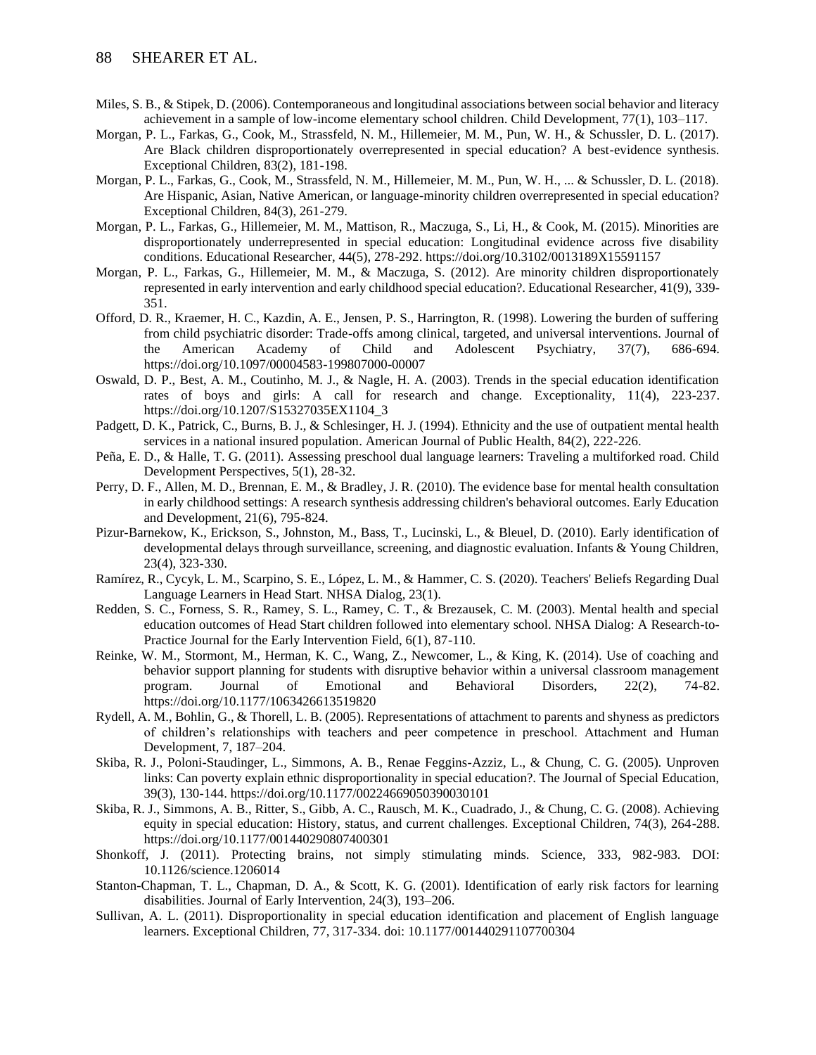Miles, S. B., & Stipek, D. (2006). Contemporaneous and longitudinal associations between social behavior and literacy achievement in a sample of low-income elementary school children. Child Development, 77(1), 103–117.

Morgan, P. L., Farkas, G., Cook, M., Strassfeld, N. M., Hillemeier, M. M., Pun, W. H., & Schussler, D. L. (2017). Are Black children disproportionately overrepresented in special education? A best-evidence synthesis. Exceptional Children, 83(2), 181-198.

Morgan, P. L., Farkas, G., Cook, M., Strassfeld, N. M., Hillemeier, M. M., Pun, W. H., ... & Schussler, D. L. (2018). Are Hispanic, Asian, Native American, or language-minority children overrepresented in special education? Exceptional Children, 84(3), 261-279.

Morgan, P. L., Farkas, G., Hillemeier, M. M., Mattison, R., Maczuga, S., Li, H., & Cook, M. (2015). Minorities are disproportionately underrepresented in special education: Longitudinal evidence across five disability conditions. Educational Researcher, 44(5), 278-292. https://doi.org/10.3102/0013189X15591157

Morgan, P. L., Farkas, G., Hillemeier, M. M., & Maczuga, S. (2012). Are minority children disproportionately represented in early intervention and early childhood special education?. Educational Researcher, 41(9), 339-351.

Offord, D. R., Kraemer, H. C., Kazdin, A. E., Jensen, P. S., Harrington, R. (1998). Lowering the burden of suffering from child psychiatric disorder: Trade-offs among clinical, targeted, and universal interventions. Journal of the American Academy of Child and Adolescent Psychiatry, 37(7), 686-694. https://doi.org/10.1097/00004583-199807000-00007

Oswald, D. P., Best, A. M., Coutinho, M. J., & Nagle, H. A. (2003). Trends in the special education identification rates of boys and girls: A call for research and change. Exceptionality, 11(4), 223-237. https://doi.org/10.1207/S15327035EX1104_3

Padgett, D. K., Patrick, C., Burns, B. J., & Schlesinger, H. J. (1994). Ethnicity and the use of outpatient mental health services in a national insured population. American Journal of Public Health, 84(2), 222-226.

Peña, E. D., & Halle, T. G. (2011). Assessing preschool dual language learners: Traveling a multiforked road. Child Development Perspectives, 5(1), 28-32.

Perry, D. F., Allen, M. D., Brennan, E. M., & Bradley, J. R. (2010). The evidence base for mental health consultation in early childhood settings: A research synthesis addressing children's behavioral outcomes. Early Education and Development, 21(6), 795-824.

Pizur-Barnekow, K., Erickson, S., Johnston, M., Bass, T., Lucinski, L., & Bleuel, D. (2010). Early identification of developmental delays through surveillance, screening, and diagnostic evaluation. Infants & Young Children, 23(4), 323-330.

Ramírez, R., Cycyk, L. M., Scarpino, S. E., López, L. M., & Hammer, C. S. (2020). Teachers' Beliefs Regarding Dual Language Learners in Head Start. NHSA Dialog, 23(1).

Redden, S. C., Forness, S. R., Ramey, S. L., Ramey, C. T., & Brezausek, C. M. (2003). Mental health and special education outcomes of Head Start children followed into elementary school. NHSA Dialog: A Research-to-Practice Journal for the Early Intervention Field, 6(1), 87-110.

Reinke, W. M., Stormont, M., Herman, K. C., Wang, Z., Newcomer, L., & King, K. (2014). Use of coaching and behavior support planning for students with disruptive behavior within a universal classroom management program. Journal of Emotional and Behavioral Disorders, 22(2), 74-82. https://doi.org/10.1177/1063426613519820

Rydell, A. M., Bohlin, G., & Thorell, L. B. (2005). Representations of attachment to parents and shyness as predictors of children's relationships with teachers and peer competence in preschool. Attachment and Human Development, 7, 187–204.

Skiba, R. J., Poloni-Staudinger, L., Simmons, A. B., Renae Feggins-Azziz, L., & Chung, C. G. (2005). Unproven links: Can poverty explain ethnic disproportionality in special education?. The Journal of Special Education, 39(3), 130-144. https://doi.org/10.1177/00224669050390030101

Skiba, R. J., Simmons, A. B., Ritter, S., Gibb, A. C., Rausch, M. K., Cuadrado, J., & Chung, C. G. (2008). Achieving equity in special education: History, status, and current challenges. Exceptional Children, 74(3), 264-288. https://doi.org/10.1177/001440290807400301

Shonkoff, J. (2011). Protecting brains, not simply stimulating minds. Science, 333, 982-983. DOI: 10.1126/science.1206014

Stanton-Chapman, T. L., Chapman, D. A., & Scott, K. G. (2001). Identification of early risk factors for learning disabilities. Journal of Early Intervention, 24(3), 193–206.

Sullivan, A. L. (2011). Disproportionality in special education identification and placement of English language learners. Exceptional Children, 77, 317-334. doi: 10.1177/001440291107700304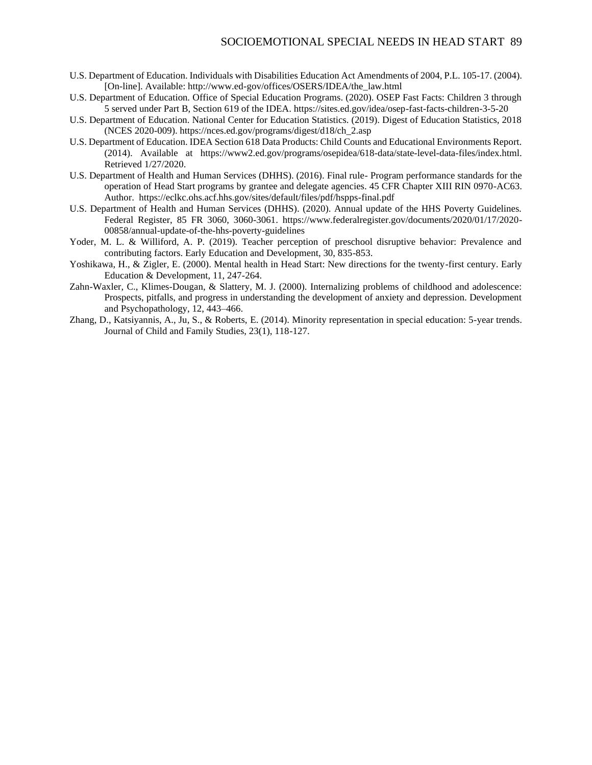U.S. Department of Education. Individuals with Disabilities Education Act Amendments of 2004, P.L. 105-17. (2004). [On-line]. Available: http://www.ed-gov/offices/OSERS/IDEA/the_law.html

U.S. Department of Education. Office of Special Education Programs. (2020). OSEP Fast Facts: Children 3 through 5 served under Part B, Section 619 of the IDEA. https://sites.ed.gov/idea/osep-fast-facts-children-3-5-20

U.S. Department of Education. National Center for Education Statistics. (2019). Digest of Education Statistics, 2018 (NCES 2020-009). https://nces.ed.gov/programs/digest/d18/ch_2.asp

U.S. Department of Education. IDEA Section 618 Data Products: Child Counts and Educational Environments Report. (2014). Available at https://www2.ed.gov/programs/osepidea/618-data/state-level-data-files/index.html. Retrieved 1/27/2020.

U.S. Department of Health and Human Services (DHHS). (2016). Final rule- Program performance standards for the operation of Head Start programs by grantee and delegate agencies. 45 CFR Chapter XIII RIN 0970-AC63. Author. https://eclkc.ohs.acf.hhs.gov/sites/default/files/pdf/hspps-final.pdf

U.S. Department of Health and Human Services (DHHS). (2020). Annual update of the HHS Poverty Guidelines. Federal Register, 85 FR 3060, 3060-3061. https://www.federalregister.gov/documents/2020/01/17/2020-00858/annual-update-of-the-hhs-poverty-guidelines

Yoder, M. L. & Williford, A. P. (2019). Teacher perception of preschool disruptive behavior: Prevalence and contributing factors. Early Education and Development, 30, 835-853.

Yoshikawa, H., & Zigler, E. (2000). Mental health in Head Start: New directions for the twenty-first century. Early Education & Development, 11, 247-264.

Zahn-Waxler, C., Klimes-Dougan, & Slattery, M. J. (2000). Internalizing problems of childhood and adolescence: Prospects, pitfalls, and progress in understanding the development of anxiety and depression. Development and Psychopathology, 12, 443–466.

Zhang, D., Katsiyannis, A., Ju, S., & Roberts, E. (2014). Minority representation in special education: 5-year trends. Journal of Child and Family Studies, 23(1), 118-127.